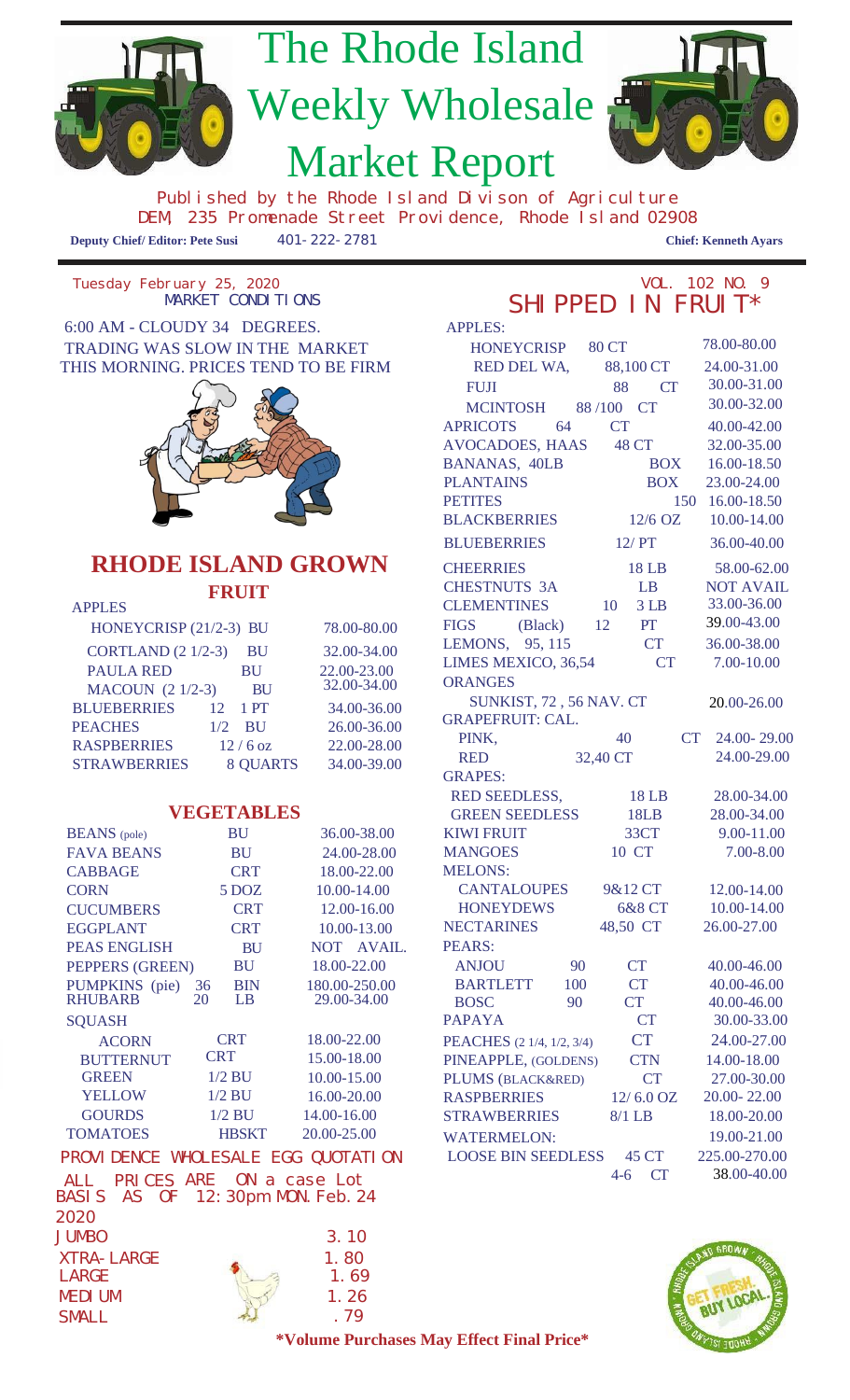# The Rhode Island Weekly Wholesale Market Report

Published by the Rhode Island Divison of Agriculture
DEM, 235 Promenade Street Providence, Rhode Island 02908

**Deputy Chief/ Editor: Pete Susi** 401-222-2781 **Chief: Kenneth Ayars**

Tuesday February 25, 2020 VOL. 102 NO. 9

MARKET CONDITIONS

6:00 AM - CLOUDY 34 DEGREES.
TRADING WAS SLOW IN THE MARKET THIS MORNING. PRICES TEND TO BE FIRM

## RHODE ISLAND GROWN

### FRUIT

| APPLES | | |
|---|---|---|
| HONEYCRISP (21/2-3) | BU | 78.00-80.00 |
| CORTLAND (2 1/2-3) | BU | 32.00-34.00 |
| PAULA RED | BU | 22.00-23.00 |
| MACOUN (2 1/2-3) | BU | 32.00-34.00 |
| BLUEBERRIES | 12 1 PT | 34.00-36.00 |
| PEACHES | 1/2 BU | 26.00-36.00 |
| RASPBERRIES | 12 / 6 oz | 22.00-28.00 |
| STRAWBERRIES | 8 QUARTS | 34.00-39.00 |

### VEGETABLES

| | | |
|---|---|---|
| BEANS (pole) | BU | 36.00-38.00 |
| FAVA BEANS | BU | 24.00-28.00 |
| CABBAGE | CRT | 18.00-22.00 |
| CORN | 5 DOZ | 10.00-14.00 |
| CUCUMBERS | CRT | 12.00-16.00 |
| EGGPLANT | CRT | 10.00-13.00 |
| PEAS ENGLISH | BU | NOT AVAIL. |
| PEPPERS (GREEN) | BU | 18.00-22.00 |
| PUMPKINS (pie) | 36 BIN | 180.00-250.00 |
| RHUBARB | 20 LB | 29.00-34.00 |
| SQUASH | | |
| ACORN | CRT | 18.00-22.00 |
| BUTTERNUT | CRT | 15.00-18.00 |
| GREEN | 1/2 BU | 10.00-15.00 |
| YELLOW | 1/2 BU | 16.00-20.00 |
| GOURDS | 1/2 BU | 14.00-16.00 |
| TOMATOES | HBSKT | 20.00-25.00 |

### PROVIDENCE WHOLESALE EGG QUOTATION

ALL PRICES ARE ON a case Lot BASIS AS OF 12:30pm MON. Feb. 24 2020

| | |
|---|---|
| JUMBO | 3.10 |
| XTRA-LARGE | 1.80 |
| LARGE | 1.69 |
| MEDIUM | 1.26 |
| SMALL | .79 |

## SHIPPED IN FRUIT*

| | | |
|---|---|---|
| APPLES: | | |
| HONEYCRISP | 80 CT | 78.00-80.00 |
| RED DEL WA, | 88,100 CT | 24.00-31.00 |
| FUJI | 88 CT | 30.00-31.00 |
| MCINTOSH | 88 /100 CT | 30.00-32.00 |
| APRICOTS | 64 CT | 40.00-42.00 |
| AVOCADOES, HAAS | 48 CT | 32.00-35.00 |
| BANANAS, 40LB | BOX | 16.00-18.50 |
| PLANTAINS | BOX | 23.00-24.00 |
| PETITES | 150 | 16.00-18.50 |
| BLACKBERRIES | 12/6 OZ | 10.00-14.00 |
| BLUEBERRIES | 12/ PT | 36.00-40.00 |
| CHEERRIES | 18 LB | 58.00-62.00 |
| CHESTNUTS 3A | LB | NOT AVAIL |
| CLEMENTINES | 10 3 LB | 33.00-36.00 |
| FIGS (Black) | 12 PT | 39.00-43.00 |
| LEMONS, 95, 115 | CT | 36.00-38.00 |
| LIMES MEXICO, 36,54 | CT | 7.00-10.00 |
| ORANGES | | |
| SUNKIST, 72 , 56 NAV. CT | | 20.00-26.00 |
| GRAPEFRUIT: CAL. | | |
| PINK, | 40 CT | 24.00- 29.00 |
| RED | 32,40 CT | 24.00-29.00 |
| GRAPES: | | |
| RED SEEDLESS, | 18 LB | 28.00-34.00 |
| GREEN SEEDLESS | 18LB | 28.00-34.00 |
| KIWI FRUIT | 33CT | 9.00-11.00 |
| MANGOES | 10 CT | 7.00-8.00 |
| MELONS: | | |
| CANTALOUPES | 9&12 CT | 12.00-14.00 |
| HONEYDEWS | 6&8 CT | 10.00-14.00 |
| NECTARINES | 48,50 CT | 26.00-27.00 |
| PEARS: | | |
| ANJOU | 90 CT | 40.00-46.00 |
| BARTLETT | 100 CT | 40.00-46.00 |
| BOSC | 90 CT | 40.00-46.00 |
| PAPAYA | CT | 30.00-33.00 |
| PEACHES (2 1/4, 1/2, 3/4) | CT | 24.00-27.00 |
| PINEAPPLE, (GOLDENS) | CTN | 14.00-18.00 |
| PLUMS (BLACK&RED) | CT | 27.00-30.00 |
| RASPBERRIES | 12/ 6.0 OZ | 20.00- 22.00 |
| STRAWBERRIES | 8/1 LB | 18.00-20.00 |
| WATERMELON: | | 19.00-21.00 |
| LOOSE BIN SEEDLESS | 45 CT | 225.00-270.00 |
| | 4-6 CT | 38.00-40.00 |

**\*Volume Purchases May Effect Final Price\***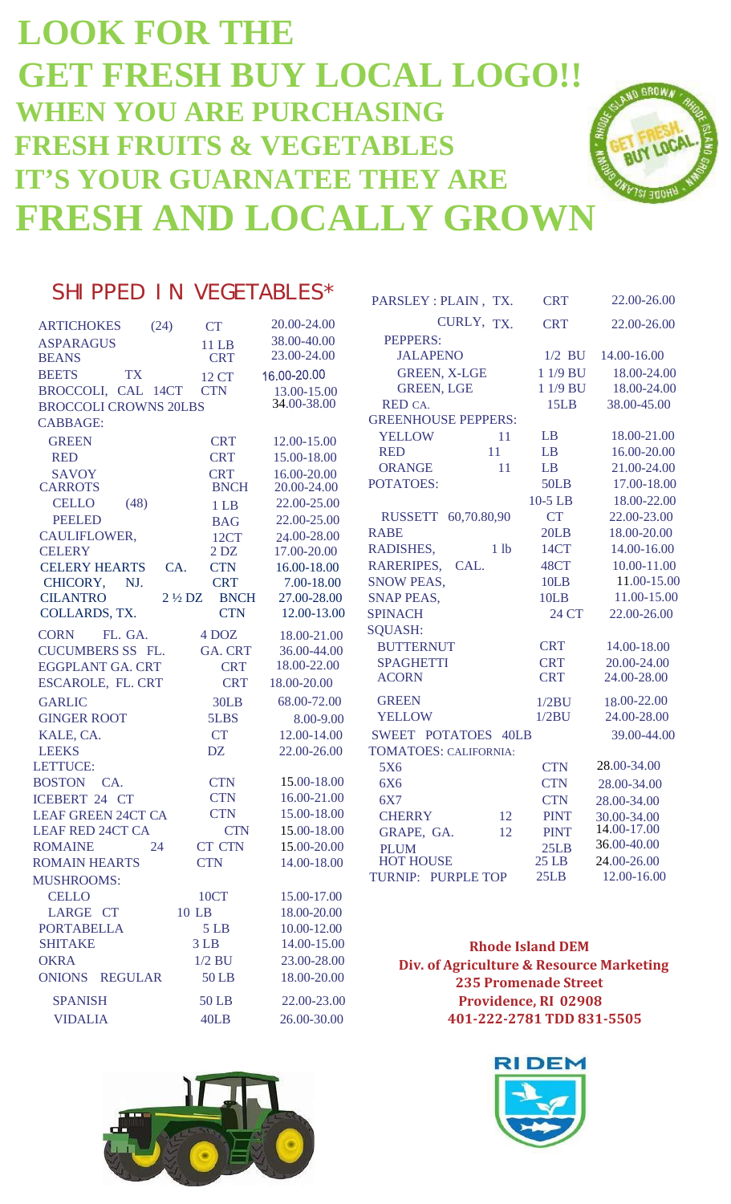# LOOK FOR THE GET FRESH BUY LOCAL LOGO!!

## WHEN YOU ARE PURCHASING FRESH FRUITS & VEGETABLES IT'S YOUR GUARNATEE THEY ARE

# FRESH AND LOCALLY GROWN

## SHIPPED IN VEGETABLES*

| | | |
|---|---|---|
| ARTICHOKES (24) | CT | 20.00-24.00 |
| ASPARAGUS | 11 LB | 38.00-40.00 |
| BEANS | CRT | 23.00-24.00 |
| BEETS TX | 12 CT | 16.00-20.00 |
| BROCCOLI, CAL 14CT | CTN | 13.00-15.00 |
| BROCCOLI CROWNS 20LBS | | 34.00-38.00 |
| CABBAGE: | | |
| GREEN | CRT | 12.00-15.00 |
| RED | CRT | 15.00-18.00 |
| SAVOY | CRT | 16.00-20.00 |
| CARROTS | BNCH | 20.00-24.00 |
| CELLO (48) | 1 LB | 22.00-25.00 |
| PEELED | BAG | 22.00-25.00 |
| CAULIFLOWER, | 12CT | 24.00-28.00 |
| CELERY | 2 DZ | 17.00-20.00 |
| CELERY HEARTS CA. | CTN | 16.00-18.00 |
| CHICORY, NJ. | CRT | 7.00-18.00 |
| CILANTRO 2 ½ DZ | BNCH | 27.00-28.00 |
| COLLARDS, TX. | CTN | 12.00-13.00 |
| CORN FL. GA. | 4 DOZ | 18.00-21.00 |
| CUCUMBERS SS FL. | GA. CRT | 36.00-44.00 |
| EGGPLANT GA. CRT | CRT | 18.00-22.00 |
| ESCAROLE, FL. CRT | CRT | 18.00-20.00 |
| GARLIC | 30LB | 68.00-72.00 |
| GINGER ROOT | 5LBS | 8.00-9.00 |
| KALE, CA. | CT | 12.00-14.00 |
| LEEKS | DZ | 22.00-26.00 |
| LETTUCE: | | |
| BOSTON CA. | CTN | 15.00-18.00 |
| ICEBERT 24 CT | CTN | 16.00-21.00 |
| LEAF GREEN 24CT CA | CTN | 15.00-18.00 |
| LEAF RED 24CT CA | CTN | 15.00-18.00 |
| ROMAINE 24 | CT CTN | 15.00-20.00 |
| ROMAIN HEARTS | CTN | 14.00-18.00 |
| MUSHROOMS: | | |
| CELLO | 10CT | 15.00-17.00 |
| LARGE CT | 10 LB | 18.00-20.00 |
| PORTABELLA | 5 LB | 10.00-12.00 |
| SHITAKE | 3 LB | 14.00-15.00 |
| OKRA | 1/2 BU | 23.00-28.00 |
| ONIONS REGULAR | 50 LB | 18.00-20.00 |
| SPANISH | 50 LB | 22.00-23.00 |
| VIDALIA | 40LB | 26.00-30.00 |
| PARSLEY : PLAIN , TX. | CRT | 22.00-26.00 |
| CURLY, TX. | CRT | 22.00-26.00 |
| PEPPERS: | | |
| JALAPENO | 1/2 BU | 14.00-16.00 |
| GREEN, X-LGE | 1 1/9 BU | 18.00-24.00 |
| GREEN, LGE | 1 1/9 BU | 18.00-24.00 |
| RED CA. | 15LB | 38.00-45.00 |
| GREENHOUSE PEPPERS: | | |
| YELLOW 11 | LB | 18.00-21.00 |
| RED 11 | LB | 16.00-20.00 |
| ORANGE 11 | LB | 21.00-24.00 |
| POTATOES: | 50LB | 17.00-18.00 |
| | 10-5 LB | 18.00-22.00 |
| RUSSETT 60,70.80,90 | CT | 22.00-23.00 |
| RABE | 20LB | 18.00-20.00 |
| RADISHES, 1 lb | 14CT | 14.00-16.00 |
| RARERIPES, CAL. | 48CT | 10.00-11.00 |
| SNOW PEAS, | 10LB | 11.00-15.00 |
| SNAP PEAS, | 10LB | 11.00-15.00 |
| SPINACH | 24 CT | 22.00-26.00 |
| SQUASH: | | |
| BUTTERNUT | CRT | 14.00-18.00 |
| SPAGHETTI | CRT | 20.00-24.00 |
| ACORN | CRT | 24.00-28.00 |
| GREEN | 1/2BU | 18.00-22.00 |
| YELLOW | 1/2BU | 24.00-28.00 |
| SWEET POTATOES 40LB | | 39.00-44.00 |
| TOMATOES: CALIFORNIA: | | |
| 5X6 | CTN | 28.00-34.00 |
| 6X6 | CTN | 28.00-34.00 |
| 6X7 | CTN | 28.00-34.00 |
| CHERRY 12 | PINT | 30.00-34.00 |
| GRAPE, GA. 12 | PINT | 14.00-17.00 |
| PLUM | 25LB | 36.00-40.00 |
| HOT HOUSE | 25 LB | 24.00-26.00 |
| TURNIP: PURPLE TOP | 25LB | 12.00-16.00 |

**Rhode Island DEM**
**Div. of Agriculture & Resource Marketing**
**235 Promenade Street**
**Providence, RI 02908**
**401-222-2781 TDD 831-5505**